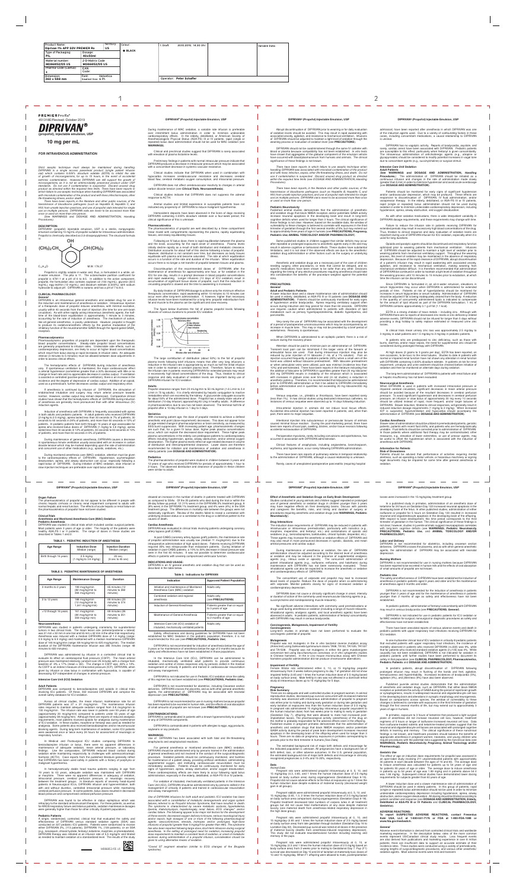| Product Name: Diprivan 1% APP SDV PREMIER Rx | Territory: US | Colour: ■ BLACK |
|---|---|---|
| Type of Packaging: PIL | Dosage: 40x50ml | |
| Material number: M066852/05 US | 2-D-Matrix Code: M066852/05 US | |
| Pharma-Code (Laetus): X | EAN Code: | |
| Dimension: 340 x 560 mm | Font: Helvetica; Smallest Size: 6 Pt. | |

1. Draft 20.10.2019. 14.35 Uhr

Variable Data:

Operator: Peter Schaffer

PREMIERProRx®

451316E/Revised: October 2019

# DIPRIVAN®

**(propofol) injectable emulsion, USP**

## 10 mg per mL

**FOR INTRAVENOUS ADMINISTRATION**

*Strict aseptic technique must always be maintained during handling. DIPRIVAN is a single access parenteral product (single patient infusion vial) which contains 0.005% disodium edetate (EDTA) to inhibit the rate of growth of microorganisms, for up to 12 hours, in the event of accidental extrinsic contamination. However, DIPRIVAN can still support the growth of microorganisms, as it is not an antimicrobially preserved product under USP standards. Do not use if contamination is suspected. Discard unused drug product as directed within the required time limits. There have been reports in which failure to use aseptic technique when handling DIPRIVAN was associated with microbial contamination of the product and with fever, infection/sepsis, other life-threatening illness, and/or death.*

*There have been reports, in the literature and other public sources, of the transmission of bloodborne pathogens (such as Hepatitis B, Hepatitis C, and HIV) from unsafe injection practices, and use of propofol vials intended for single use on multiple persons. DIPRIVAN vials are never to be accessed more than once or used on more than one person.*

*(See WARNINGS and DOSAGE AND ADMINISTRATION, Handling Procedures).*

**DESCRIPTION**

DIPRIVAN® (propofol) injectable emulsion, USP is a sterile, nonpyrogenic emulsion containing 10 mg/mL of propofol suitable for intravenous administration. Propofol is chemically described as 2,6-diisopropylphenol. The structural formula is:

$(CH_3)_2CH$ — OH — $CH(CH_3)_2$

$C_{12}H_{18}O$ M.W. 178.27

Propofol is slightly soluble in water and, thus, is formulated in a white, oil-in-water emulsion. The pKa is 11. The octanol/water partition coefficient for propofol is 6761:1 at a pH of 6 to 8.5. In addition to the active component, propofol, the formulation also contains soybean oil (100 mg/mL), glycerol (22.5 mg/mL), egg lecithin (12 mg/mL); and disodium edetate (0.005%); with sodium hydroxide to adjust pH. DIPRIVAN is isotonic and has a pH of 7 to 8.5.

**CLINICAL PHARMACOLOGY**

**General**

DIPRIVAN is an intravenous general anesthetic and sedation drug for use in the induction and maintenance of anesthesia or sedation. Intravenous injection of a therapeutic dose of propofol induces anesthesia, with minimal excitation, usually within 40 seconds from the start of injection (the time for one arm-brain circulation). As with other rapidly acting intravenous anesthetic agents, the half-time of the blood-brain equilibration is approximately 1 minute to 3 minutes. This accounts for the rapid induction of anesthesia.

The mechanism of action, like all general anesthetics, is poorly understood. However, propofol is thought to produce its sedative/anesthetic effects by the positive modulation of the inhibitory function of the neurotransmitter GABA through the ligand-gated $GABA_A$ receptors.

**Pharmacodynamics**

Pharmacodynamic properties of propofol are dependent upon the therapeutic blood propofol concentrations. Steady-state propofol blood concentrations are generally proportional to infusion rates. Undesirable side effects, such as cardiorespiratory depression, are likely to occur at higher blood concentrations which result from bolus dosing or rapid increases in infusion rate. An adequate interval (3 minutes to 5 minutes) must be allowed between dose adjustments in order to assess clinical effects.

The hemodynamic effects of DIPRIVAN during induction of anesthesia vary. If spontaneous ventilation is maintained, the major cardiovascular effect is arterial hypotension (sometimes greater than a 30% decrease) with little or no change in heart rate and no appreciable decrease in cardiac output. If ventilation is assisted or controlled (positive pressure ventilation), there is an increase in the incidence and the degree of depression of cardiac output. Addition of an opioid, used as a premedicant, further decreases cardiac output and respiratory drive.

If anesthesia is continued by infusion of DIPRIVAN, the stimulation of endotracheal intubation and surgery may return arterial pressure towards normal. However, cardiac output may remain depressed. Comparative clinical studies have shown that the hemodynamic effects of DIPRIVAN during induction of anesthesia are generally more pronounced than with other intravenous (IV) induction agents.

Induction of anesthesia with DIPRIVAN is frequently associated with apnea in both adults and pediatric patients. In adult patients who received DIPRIVAN (2 mg/kg to 2.5 mg/kg), apnea lasted less than 30 seconds in 7% of patients, 30 seconds to 60 seconds in 24% of patients, and more than 60 seconds in 12% of patients. In pediatric patients from birth through 16 years of age assessable for apnea who received bolus doses of DIPRIVAN (1 mg/kg to 3.6 mg/kg), apnea lasted less than 30 seconds in 12% of patients, 30 seconds to 60 seconds in 10% of patients, and more than 60 seconds in 5% of patients.

During maintenance of general anesthesia, DIPRIVAN causes a decrease in spontaneous minute ventilation usually associated with an increase in carbon dioxide tension which may be marked depending upon the rate of administration and concomitant use of other medications (e.g., opioids, sedatives, etc.).

During monitored anesthesia care (MAC) sedation, attention must be given to the cardiorespiratory effects of DIPRIVAN. Hypotension, oxyhemoglobin desaturation, apnea, and airway obstruction can occur, especially following a rapid bolus of DIPRIVAN. During initiation of MAC sedation, slow infusion or slow injection techniques are preferable over rapid bolus administration.

During maintenance of MAC sedation, a variable rate infusion is preferable over intermittent bolus administration in order to minimize undesirable cardiorespiratory effects. In the elderly, debilitated, or American Society of Anesthesiologists Physical Status (ASA-PS) III or IV patients, rapid (single or repeated) bolus dose administration should not be used for MAC sedation (see **WARNINGS**).

Clinical and preclinical studies suggest that DIPRIVAN is rarely associated with elevation of plasma histamine levels.

Preliminary findings in patients with normal intraocular pressure indicate that DIPRIVAN produces a decrease in intraocular pressure which may be associated with a concomitant decrease in systemic vascular resistance.

Clinical studies indicate that DIPRIVAN when used in combination with hypocarbia increases cerebrovascular resistance and decreases cerebral blood flow, cerebral metabolic oxygen consumption, and intracranial pressure.

DIPRIVAN does not affect cerebrovascular reactivity to changes in arterial carbon dioxide tension (see **Clinical Trials, Neuroanesthesia**).

Clinical studies indicate that DIPRIVAN does not suppress the adrenal response to ACTH.

Animal studies and limited experience in susceptible patients have not indicated any propensity of DIPRIVAN to induce malignant hyperthermia.

Hemosiderin deposits have been observed in the livers of dogs receiving DIPRIVAN containing 0.005% disodium edetate over a four-week period; the clinical significance of this is unknown.

**Pharmacokinetics**

The pharmacokinetics of propofol are well described by a three compartment linear model with compartments representing the plasma, rapidly equilibrating tissues, and slowly equilibrating tissues.

Following an IV bolus dose, there is rapid equilibration between the plasma and the brain, accounting for the rapid onset of anesthesia. Plasma levels initially decline rapidly as a result of both distribution and metabolic clearance. Distribution accounts for about half of this decline following a bolus of propofol. However, distribution is not constant over time, but decreases as body tissues equilibrate with plasma and become saturated. The rate at which equilibration occurs is a function of the rate and duration of the infusion. When equilibration occurs there is no longer a net transfer of propofol between tissues and plasma.

Discontinuation of the recommended doses of DIPRIVAN after the maintenance of anesthesia for approximately one hour, or for sedation in the ICU for one day, results in a prompt decrease in blood propofol concentrations and rapid awakening. Longer infusions (10 days of ICU sedation) result in accumulation of significant tissue stores of propofol, such that the reduction in circulating propofol is slowed and the time to awakening is increased.

By daily titration of DIPRIVAN dosage to achieve only the minimum effective therapeutic concentration, rapid awakening within 10 minutes to 15 minutes can occur even after long-term administration. If, however, higher than necessary infusion levels have been maintained for a long time, propofol redistribution from fat and muscle to the plasma can be significant and slow recovery.

The figure below illustrates the fall of plasma propofol levels following infusions of various durations to provide ICU sedation.

The large contribution of distribution (about 50%) to the fall of propofol plasma levels following brief infusions means that after very long infusions a reduction in the infusion rate is appropriate by as much as half the initial infusion rate in order to maintain a constant plasma level. Therefore, failure to reduce the infusion rate in patients receiving DIPRIVAN for extended periods may result in excessively high blood concentrations of the drug. Thus, titration to clinical response and daily evaluation of sedation levels are important during use of DIPRIVAN infusion for ICU sedation.

**Adults**

Propofol clearance ranges from 23 mL/kg/min to 50 mL/kg/min (1.6 L/min to 3.4 L/min in 70 kg adults). It is chiefly eliminated by hepatic conjugation to inactive metabolites which are excreted by the kidney. A glucuronide conjugate accounts for about 50% of the administered dose. Propofol has a steady-state volume of distribution (10-day infusion) approaching 60 L/kg in healthy adults. A difference in pharmacokinetics due to gender has not been observed. The terminal half-life of propofol after a 10-day infusion is 1 day to 3 days.

**Geriatrics**

With increasing patient age, the dose of propofol needed to achieve a defined anesthetic end point (dose-requirement) decreases. This does not appear to be an age-related change in pharmacodynamics or brain sensitivity, as measured by EEG burst suppression. With increasing patient age, pharmacokinetic changes are such that, for a given IV bolus dose, higher peak plasma concentrations occur, which can explain the decreased dose requirement. These higher peak plasma concentrations in the elderly can predispose patients to cardiorespiratory effects including hypotension, apnea, airway obstruction, and/or arterial oxygen desaturation. The higher plasma levels reflect an age-related decrease in volume of distribution and intercompartmental clearance. Lower doses are therefore recommended for initiation and maintenance of sedation and anesthesia in elderly patients (see **CLINICAL PHARMACOLOGY, Individualization of Dosage**).

**Pediatrics**

The pharmacokinetics of propofol were studied in children between 3 years and 12 years of age who received DIPRIVAN for periods of approximately 1 hour to 2 hours. The observed distribution and clearance of propofol in these children were similar to adults.

**Organ Failure**

The pharmacokinetics of propofol do not appear to be different in people with chronic hepatic cirrhosis or chronic renal impairment compared to adults with normal hepatic and renal function. The effects of acute hepatic or renal failure on the pharmacokinetics of propofol have not been studied.

**Clinical Trials**

**Anesthesia and Monitored Anesthesia Care (MAC) Sedation**

**Pediatric Anesthesia**

DIPRIVAN was studied in clinical trials which included cardiac surgical patients. Most patients were 3 years of age or older. The majority of the patients were healthy ASA-PS I or II patients. The range of doses in these studies are described in Tables 1 and 2.

**TABLE 1. PEDIATRIC INDUCTION OF ANESTHESIA**

| Age Range | Induction Dose Median (range) | Injection Duration Median (range) |
|---|---|---|
| Birth through 16 years | 2.5 mg/kg (1 mg/kg to 3.6 mg/kg) | 20 sec. (6 sec. to 45 sec.) |

**TABLE 2. PEDIATRIC MAINTENANCE OF ANESTHESIA**

| Age Range | Maintenance Dosage | Duration |
|---|---|---|
| 2 months to 2 years | 199 mcg/kg/min (82 mcg/kg/min to 394 mcg/kg/min) | 65 minutes (12 minutes to 282 minutes) |
| 2 to 12 years | 188 mcg/kg/min (12 mcg/kg/min to 1,041 mcg/kg/min) | 69 minutes (23 minutes to 374 minutes) |
| >12 through 16 years | 161 mcg/kg/min (84 mcg/kg/min to 359 mcg/kg/min) | 69 minutes (26 minutes to 251 minutes) |

**Neuroanesthesia**

DIPRIVAN was studied in patients undergoing craniotomy for supratentorial tumors in two clinical trials. The mean lesion size (anterior/posterior x lateral) was 31 mm x 32 mm in one trial and 55 mm x 42 mm in the other trial respectively. Anesthesia was induced with a median DIPRIVAN dose of 1.4 mg/kg (range: 0.9 mg/kg to 6.9 mg/kg) and maintained with a median maintenance DIPRIVAN dose of 146 mcg/kg/min (range: 68 mcg/kg/min to 425 mcg/kg/min). The median duration of the DIPRIVAN maintenance infusion was 285 minutes (range: 48 minutes to 622 minutes).

DIPRIVAN was administered by infusion in a controlled clinical trial to evaluate its effect on cerebrospinal fluid pressure (CSFP). The mean arterial pressure was maintained relatively constant over 25 minutes with a change from baseline of -4% ± 17% (mean ± SD). The change in CSFP was -46% ± 14%. As CSFP is an indirect measure of intracranial pressure (ICP), DIPRIVAN, when given by infusion or slow bolus in combination with hypocarbia, is capable of decreasing ICP independent of changes in arterial pressure.

**Intensive Care Unit (ICU) Sedation**

**Adult Patients**

DIPRIVAN was compared to benzodiazepines and opioids in clinical trials involving ICU patients. Of these, 302 received DIPRIVAN and comprise the overall safety database for ICU sedation.

Across all clinical studies, the mean infusion maintenance rate for all DIPRIVAN patients was 27 ± 21 mcg/kg/min. The maintenance infusion rates required to maintain adequate sedation ranged from 2.8 mcg/kg/min to 130 mcg/kg/min. The infusion rate was lower in patients over 55 years of age (approximately 20 mcg/kg/min) compared to patients under 55 years of age (approximately 38 mcg/kg/min). Although there are reports of reduced analgesic requirements, most patients received opioids for analgesia during maintenance of ICU sedation. In these studies, morphine or fentanyl was used as needed for analgesia. Some patients also received benzodiazepines and/or neuromuscular blocking agents. During long-term maintenance of sedation, some ICU patients were awakened once or twice every 24 hours for assessment of neurologic or respiratory function.

In Medical and Postsurgical ICU studies comparing DIPRIVAN to benzodiazepine infusion or bolus, there were no apparent differences in maintenance of adequate sedation, mean arterial pressure, or laboratory findings. Like the comparators, DIPRIVAN reduced blood cortisol during sedation while maintaining responsivity to challenges with adrenocorticotropic hormone (ACTH). Case reports from the published literature generally reflect that DIPRIVAN has been used safely in patients with a history of porphyria or malignant hyperthermia.

In hemodynamically stable head trauma patients ranging in age from 19 years to 43 years, adequate sedation was maintained with DIPRIVAN or morphine. There were no apparent differences in adequacy of sedation, intracranial pressure, cerebral perfusion pressure, or neurologic recovery between the treatment groups. In literature reports of severely head-injured patients in Neurosurgical ICUs, DIPRIVAN infusion and hyperventilation, both with and without diuretics, controlled intracranial pressure while maintaining cerebral perfusion pressure. In some patients, bolus doses resulted in decreased blood pressure and compromised cerebral perfusion pressure.

DIPRIVAN was found to be effective in status epilepticus which was refractory to the standard anticonvulsant therapies. For these patients, as well as for ARDS/respiratory failure and tetanus patients, sedation maintenance dosages were generally higher than those for other critically ill patient populations.

**Pediatric Patients**

A single, randomized, controlled, clinical trial that evaluated the safety and effectiveness of DIPRIVAN versus standard sedative agents (SSA) was conducted on 327 pediatric ICU patients. Patients were randomized to receive either DIPRIVAN 2%, (113 patients), DIPRIVAN 1%, (109 patients), or an SSA (e.g., lorazepam, chloral hydrate, fentanyl, ketamine, morphine, or phenobarbital). DIPRIVAN therapy was initiated at an infusion rate of 5.5 mg/kg/hr and titrated as needed to maintain sedation at a standardized level. The results of the study showed an increase in the number of deaths in patients treated with DIPRIVAN as compared to SSAs. Of the 25 patients who died during the trial or within the 28-day follow-up period: 12 (11%) were in the DIPRIVAN 2% treatment group, 9 (8%) were in the DIPRIVAN 1% treatment group, and 4 (4%) were in the SSA treatment group. The differences in mortality rate between the groups were not statistically significant. Review of the deaths failed to reveal a correlation with underlying disease status or a correlation to the drug or a definitive pattern to the causes of death.

**Cardiac Anesthesia**

DIPRIVAN was evaluated in clinical trials involving patients undergoing coronary artery bypass graft (CABG).

In post-CABG (coronary artery bypass graft) patients, the maintenance rate of propofol administration was usually low (median 11 mcg/kg/min) due to the intraoperative administration of high opioid doses. Patients receiving DIPRIVAN required 35% less nitroprusside than midazolam patients; during the first 6 hours of sedation in post-CABG patients, a 10% to 20% decrease in blood pressure was seen in the first 60 minutes. It was not possible to determine cardiovascular effects in patients with severely compromised ventricular function.

**INDICATIONS AND USAGE**

DIPRIVAN is an IV general anesthetic and sedation drug that can be used as described in the table below.

**Table 3. Indications for DIPRIVAN**

| Indication | Approved Patient Population |
|---|---|
| Initiation and maintenance of Monitored Anesthesia Care (MAC) sedation | Adults only |
| Combined sedation and regional anesthesia | Adults only (see **PRECAUTIONS**) |
| Induction of General Anesthesia | Patients greater than or equal to 3 years of age |
| Maintenance of General Anesthesia | Patients greater than or equal to 2 months of age |
| Intensive Care Unit (ICU) sedation of intubated, mechanically ventilated patients | Adults only |

Safety, effectiveness and dosing guidelines for DIPRIVAN have not been established for MAC Sedation in the pediatric population; therefore, it is not recommended for this use (see **PRECAUTIONS, Pediatric Use**).

DIPRIVAN is not recommended for induction of anesthesia below the age of 3 years or for maintenance of anesthesia below the age of 2 months because its safety and effectiveness have not been established in those populations.

In the Intensive Care Unit (ICU), DIPRIVAN can be administered to intubated, mechanically ventilated adult patients to provide continuous sedation and control of stress responses only by persons skilled in the medical management of critically ill patients and trained in cardiovascular resuscitation and airway management.

DIPRIVAN is not indicated for use in Pediatric ICU sedation since the safety of this regimen has not been established (see **PRECAUTIONS, Pediatric Use**).

DIPRIVAN is not recommended for obstetrics, including Cesarean section deliveries. DIPRIVAN crosses the placenta, and as with other general anesthetic agents, the administration of DIPRIVAN may be associated with neonatal depression (see **PRECAUTIONS**).

DIPRIVAN is not recommended for use in nursing mothers because DIPRIVAN has been reported to be excreted in human milk, and the effects of oral absorption of small amounts of propofol are not known (see **PRECAUTIONS**).

**CONTRAINDICATIONS**

DIPRIVAN is contraindicated in patients with a known hypersensitivity to propofol or any of DIPRIVAN components.

DIPRIVAN is contraindicated in patients with allergies to eggs, egg products, soybeans or soy products.

**WARNINGS**

Use of DIPRIVAN has been associated with both fatal and life-threatening anaphylactic and anaphylactoid reactions.

For general anesthesia or monitored anesthesia care (MAC) sedation, DIPRIVAN should be administered only by persons trained in the administration of general anesthesia and not involved in the conduct of the surgical/diagnostic procedure. Sedated patients should be continuously monitored, and facilities for maintenance of a patent airway, providing artificial ventilation, administering supplemental oxygen, and instituting cardiovascular resuscitation must be immediately available. Patients should be continuously monitored for early signs of hypotension, apnea, airway obstruction, and/or oxygen desaturation. These cardiorespiratory effects are more likely to occur following rapid bolus administration, especially in the elderly, debilitated, or ASA-PS III or IV patients.

For sedation of intubated, mechanically ventilated adult patients in the Intensive Care Unit (ICU), DIPRIVAN should be administered only by persons skilled in the management of critically ill patients and trained in cardiovascular resuscitation and airway management.

*Use of DIPRIVAN infusions for both adult and pediatric ICU sedation has been associated with a constellation of metabolic derangements and organ system failures, referred to as Propofol Infusion Syndrome, that have resulted in death. The syndrome is characterized by severe metabolic acidosis, hyperkalemia, lipemia, rhabdomyolysis, hepatomegaly, renal failure, ECG changes\* and/or cardiac failure. The following appear to be major risk factors for the development of these events: decreased oxygen delivery to tissues; serious neurological injury and/or sepsis; high dosages of one or more of the following pharmacological agents: vasoconstrictors, steroids, inotropes and/or propofol (usually at dose rates greater than 5 mg/kg/h for greater than 48h). The syndrome has also been reported following large-dose, short-term infusions during surgical anesthesia. In the setting of prolonged need for sedation, increasing propofol dose requirements to maintain a constant level of sedation, or onset of metabolic acidosis during administration of a propofol infusion, consideration should be given to using alternative means of sedation.*

*\*Coved ST segment elevation (similar to ECG changes of the Brugada syndrome).*

Abrupt discontinuation of DIPRIVAN prior to weaning or for daily evaluation of sedation levels should be avoided. This may result in rapid awakening with associated anxiety, agitation, and resistance to mechanical ventilation. Infusions of DIPRIVAN should be adjusted to maintain a light level of sedation through the weaning process or evaluation of sedation level (see **PRECAUTIONS**).

DIPRIVAN should not be coadministered through the same IV catheter with blood or plasma because compatibility has not been established. In vitro tests have shown that aggregates of the globular component of the emulsion vehicle have occurred with blood/plasma/serum from humans and animals. The clinical significance of these findings is not known.

*There have been reports in which failure to use aseptic technique when handling DIPRIVAN was associated with microbial contamination of the product and with fever, infection, sepsis, other life-threatening illness, and death. Do not use if contamination is suspected. Discard unused drug product as directed within the required time limits (see DOSAGE AND ADMINISTRATION, Handling Procedures).*

*There have been reports, in the literature and other public sources, of the transmission of bloodborne pathogens (such as Hepatitis B, Hepatitis C, and HIV) from unsafe injection practices, and use of propofol vials intended for single use on multiple persons. DIPRIVAN vials are never to be accessed more than once or used on more than one person.*

**Pediatric Neurotoxicity**

Published animal studies demonstrate that the administration of anesthetic and sedation drugs that block NMDA receptors and/or potentiate GABA activity increase neuronal apoptosis in the developing brain and result in long-term cognitive deficits when used for longer than 3 hours. The clinical significance of these findings is not clear. However, based on the available data, the window of vulnerability to these changes is believed to correlate with exposures in the third trimester of gestation through the first several months of life, but may extend out to approximately three years of age in humans (see **PRECAUTIONS; Pregnancy; Pediatric Use; ANIMAL TOXICOLOGY AND/OR PHARMACOLOGY**).

Some published studies in children suggest that similar deficits may occur after repeated or prolonged exposures to anesthetic agents early in life and may result in adverse cognitive or behavioral effects. These studies have substantial limitations, and it is not clear if the observed effects are due to the anesthetic/sedation drug administration or other factors such as the surgery or underlying illness.

Anesthetic and sedation drugs are a necessary part of the care of children needing surgery, other procedures, or tests that cannot be delayed, and no specific medications have been shown to be safer than any other. Decisions regarding the timing of any elective procedures requiring anesthesia should take into consideration the benefits of the procedure weighed against the potential risks.

**PRECAUTIONS**

**General**

**Adult and Pediatric Patients**

A lower induction dose and a slower maintenance rate of administration should be used in elderly, debilitated, or ASA-PS III or IV patients (see **DOSAGE AND ADMINISTRATION**). Patients should be continuously monitored for early signs of hypotension and/or bradycardia. Apnea requiring ventilatory support often occurs during induction and may persist for more than 60 seconds. DIPRIVAN use requires caution when administered to patients with disorders of lipid metabolism such as primary hyperlipoproteinemia, diabetic hyperlipemia, and pancreatitis.

Very rarely the use of DIPRIVAN may be associated with the development of a period of postoperative unconsciousness which may be accompanied by an increase in muscle tone. This may or may not be preceded by a brief period of wakefulness. Recovery is spontaneous.

When DIPRIVAN is administered to an epileptic patient, there is a risk of seizure during the recovery phase.

Attention should be paid to minimize pain on administration of DIPRIVAN. Transient local pain can be minimized if the larger veins of the forearm or antecubital fossa are used. Pain during intravenous injection may also be reduced by prior injection of IV lidocaine (1 mL of a 1% solution). Pain on injection occurred frequently in pediatric patients (45%) when a small vein of the hand was utilized without lidocaine pretreatment. With lidocaine pretreatment or when antecubital veins were utilized, pain was minimal (incidence less than 10%) and well-tolerated. There have been reports in the literature indicating that the addition of lidocaine to DIPRIVAN in quantities greater than 20 mg lidocaine/200 mg DIPRIVAN results in instability of the emulsion which is associated with increases in globule sizes over time and (in rat studies) a reduction in anesthetic potency. Therefore, it is recommended that lidocaine be administered prior to DIPRIVAN administration or that it be added to DIPRIVAN immediately before administration and in quantities not exceeding 20 mg lidocaine/200 mg DIPRIVAN.

Venous sequelae, i.e., phlebitis or thrombosis, have been reported rarely (less than 1%). In two clinical studies using dedicated intravenous catheters, no instances of venous sequelae were observed up to 14 days following induction.

Intra-arterial injection in animals did not induce local tissue effects. Accidental intra-arterial injection has been reported in patients, and, other than pain, there were no major sequelae.

Intentional injection into subcutaneous or perivascular tissues of animals caused minimal tissue reaction. During the post-marketing period, there have been rare reports of local pain, swelling, blisters, and/or tissue necrosis following accidental extravasation of DIPRIVAN.

Perioperative myoclonia, rarely including convulsions and opisthotonos, has occurred in association with DIPRIVAN administration.

Clinical features of anaphylaxis, including angioedema, bronchospasm, erythema, and hypotension, occur rarely following DIPRIVAN administration.

There have been rare reports of pulmonary edema in temporal relationship to the administration of DIPRIVAN, although a causal relationship is unknown.

Rarely, cases of unexplained postoperative pancreatitis (requiring hospital admission) have been reported after anesthesia in which DIPRIVAN was one of the induction agents used. Due to a variety of confounding factors in these cases, including concomitant medications, a causal relationship to DIPRIVAN is unclear.

DIPRIVAN has no vagolytic activity. Reports of bradycardia, asystole, and rarely, cardiac arrest have been associated with DIPRIVAN. Pediatric patients are susceptible to this effect, particularly when fentanyl is given concomitantly. The intravenous administration of anticholinergic agents (e.g., atropine or glycopyrrolate) should be considered to modify potential increases in vagal tone due to concomitant agents (e.g., succinylcholine) or surgical stimuli.

**Intensive Care Unit Sedation**

**Adult Patients**

**(See WARNINGS and DOSAGE AND ADMINISTRATION, Handling Procedures.)** The administration of DIPRIVAN should be initiated as a continuous infusion and changes in the rate of administration made slowly (greater than 5 min) in order to minimize hypotension and avoid acute overdosage (see **DOSAGE AND ADMINISTRATION**).

Patients should be monitored for early signs of significant hypotension and/or cardiovascular depression, which may be profound. These effects are responsive to discontinuation of DIPRIVAN, IV fluid administration, and/or vasopressor therapy. In the elderly, debilitated, or ASA-PS III or IV patients, rapid (single or repeated) bolus administration should not be used during general anesthesia in order to minimize undesirable cardiorespiratory depression, including hypotension, apnea, airway obstruction, and oxygen desaturation.

As with other sedative medications, there is wide interpatient variability in DIPRIVAN dosage requirements, and these requirements may change with time.

Failure to reduce the infusion rate in patients receiving DIPRIVAN for extended periods may result in excessively high blood concentrations of the drug. Thus, titration to clinical response and daily evaluation of sedation levels are important during use of DIPRIVAN infusion for ICU sedation, especially when it is used for long durations.

Opioids and paralytic agents should be discontinued and respiratory function optimized prior to weaning patients from mechanical ventilation. Infusions of DIPRIVAN should be adjusted to maintain a light level of sedation prior to weaning patients from mechanical ventilatory support. Throughout the weaning process, this level of sedation may be maintained in the absence of respiratory depression. Because of the rapid clearance of DIPRIVAN, abrupt discontinuation of a patient's infusion may result in rapid awakening with associated anxiety, agitation, and resistance to mechanical ventilation, making weaning from mechanical ventilation difficult. It is therefore recommended that administration of DIPRIVAN be continued in order to maintain a light level of sedation throughout the weaning process until 10 minutes to 15 minutes prior to extubation, at which time the infusion can be discontinued.

Since DIPRIVAN is formulated in an oil-in-water emulsion, elevations in serum triglycerides may occur when DIPRIVAN is administered for extended periods of time. Patients at risk of hyperlipidemia should be monitored for increases in serum triglycerides or serum turbidity. Administration of DIPRIVAN should be adjusted if fat is being inadequately cleared from the body. A reduction in the quantity of concurrently administered lipids is indicated to compensate for the amount of lipid infused as part of the DIPRIVAN formulation; 1 mL of DIPRIVAN contains approximately 0.1 g of fat (1.1 kcal).

EDTA is a strong chelator of trace metals – including zinc. Although with DIPRIVAN there are no reports of decreased zinc levels or zinc deficiency-related adverse events, DIPRIVAN should not be infused for longer than 5 days without providing a drug holiday to safely replace estimated or measured urine zinc losses.

In clinical trials mean urinary zinc loss was approximately 2.5 mg/day to 3 mg/day in adult patients and 1.5 mg/day to 2 mg/day in pediatric patients.

In patients who are predisposed to zinc deficiency, such as those with burns, diarrhea, and/or major sepsis, the need for supplemental zinc should be considered during prolonged therapy with DIPRIVAN.

At high doses (2 grams to 3 grams per day), EDTA has been reported, on rare occasions, to be toxic to the renal tubules. Studies to date in patients with normal or impaired renal function have not shown any alteration in renal function with DIPRIVAN containing 0.005% disodium edetate. In patients at risk for renal impairment, urinalysis and urine sediment should be checked before initiation of sedation and then be monitored on alternate days during sedation.

The long-term administration of DIPRIVAN to patients with renal failure and/or hepatic insufficiency has not been evaluated.

**Neurosurgical Anesthesia**

When DIPRIVAN is used in patients with increased intracranial pressure or impaired cerebral circulation, significant decreases in mean arterial pressure should be avoided because of the resultant decreases in cerebral perfusion pressure. To avoid significant hypotension and decreases in cerebral perfusion pressure, an infusion or slow bolus of approximately 20 mg every 10 seconds should be utilized instead of rapid, more frequent, and/or larger boluses of DIPRIVAN. Slower induction, titrated to clinical responses, will generally result in reduced induction dosage requirements (1 mg/kg to 2 mg/kg). When increased ICP is suspected, hyperventilation and hypocarbia should accompany the administration of DIPRIVAN (see **DOSAGE AND ADMINISTRATION**).

**Cardiac Anesthesia**

Slower rates of administration should be utilized in premedicated patients, geriatric patients, patients with recent fluid shifts, and patients who are hemodynamically unstable. Any fluid deficits should be corrected prior to administration of DIPRIVAN. In those patients where additional fluid therapy may be contraindicated, other measures, e.g., elevation of lower extremities, or use of pressor agents, may be useful to offset the hypotension which is associated with the induction of anesthesia with DIPRIVAN.

**Information for Patients**

**Risks of Drowsiness**

Patients should be advised that performance of activities requiring mental alertness, such as operating a motor vehicle, or hazardous machinery or signing legal documents may be impaired for some time after general anesthesia or sedation.

**Effect of Anesthetic and Sedation Drugs on Early Brain Development**

Studies conducted in young animals and children suggest repeated or prolonged use of general anesthetic or sedation drugs in children younger than 3 years may have negative effects on their developing brains. Discuss with parents and caregivers the benefits, risks, and timing and duration of surgery or procedures requiring anesthetic and sedation drugs (see **WARNINGS, Pediatric Neurotoxicity**).

**Drug Interactions**

The induction dose requirements of DIPRIVAN may be reduced in patients with intramuscular or intravenous premedication, particularly with narcotics (e.g., morphine, meperidine, and fentanyl, etc.) and combinations of opioids and sedatives (e.g., benzodiazepines, barbiturates, chloral hydrate, droperidol, etc.). These agents may increase the anesthetic or sedative effects of DIPRIVAN and may also result in more pronounced decreases in systolic, diastolic, and mean arterial pressures and cardiac output.

During maintenance of anesthesia or sedation, the rate of DIPRIVAN administration should be adjusted according to the desired level of anesthesia or sedation and may be reduced in the presence of supplemental analgesic agents (e.g., nitrous oxide or opioids). The concurrent administration of potent inhalational agents (e.g., isoflurane, enflurane, and halothane) during maintenance with DIPRIVAN has not been extensively evaluated. These inhalational agents can also be expected to increase the anesthetic or sedative and cardiorespiratory effects of DIPRIVAN.

The concomitant use of valproate and propofol may lead to increased blood levels of propofol. Reduce the dose of propofol when co-administering with valproate. Monitor patients closely for signs of increased sedation or cardiorespiratory depression.

DIPRIVAN does not cause a clinically significant change in onset, intensity or duration of action of the commonly used neuromuscular blocking agents (e.g., succinylcholine and nondepolarizing muscle relaxants).

No significant adverse interactions with commonly used premedications or drugs used during anesthesia or sedation (including a range of muscle relaxants, inhalational agents, analgesic agents, and local anesthetic agents) have been observed in adults. In pediatric patients, administration of fentanyl concomitantly with DIPRIVAN may result in serious bradycardia.

**Carcinogenesis, Mutagenesis, Impairment of Fertility**

**Carcinogenesis**

Long-term studies in animals have not been performed to evaluate the carcinogenic potential of propofol.

**Mutagenesis**

Propofol was not mutagenic in the in vitro bacterial reverse mutation assay (Ames test) using Salmonella typhimurium strains TA98, TA100, TA1535, TA1537 and TA1538. Propofol was not mutagenic in either the gene mutation/gene conversion test using Saccharomyces cerevisiae, or in vitro cytogenetic studies in Chinese hamsters. In the in vivo mouse micronucleus assay with Chinese hamsters propofol administration did not produce chromosome aberrations.

**Impairment of Fertility**

Female Wistar rats administered either 0, 10, or 15 mg/kg/day propofol intravenously from 2 weeks before pregnancy to day 7 of gestation did not show impaired fertility (0.65 and 1 times the human induction dose of 2.5 mg/kg based on body surface area). Male fertility in rats was not affected in a dominant lethal study by intravenous doses up to 15 mg/kg/day for 5 days.

**Pregnancy**

**Risk Summary**

There are no adequate and well-controlled studies in pregnant women. In animal reproduction studies, decreased pup survival concurrent with increased maternal mortality was observed with intravenous administration of propofol to pregnant rats either prior to mating and during early gestation or during late gestation and early lactation at exposures less than the human induction dose of 2.5 mg/kg. In pregnant rats administered 15 mg/kg/day intravenous propofol (equivalent to the human induction dose) from two weeks prior to mating to early in gestation (Gestation Day 7), offspring that were allowed to mate had increased post-implantation losses. The pharmacological activity (anesthesia) of the drug on the mother is probably responsible for the adverse effects seen in the offspring. Published studies in pregnant primates demonstrate that the administration of anesthetic and sedation drugs that block NMDA receptors and/or potentiate GABA activity during the period of peak brain development increases neuronal apoptosis in the developing brain of the offspring when used for longer than 3 hours. There are no data on pregnancy exposures in primates corresponding to periods prior to the third trimester in humans [See Data].

The estimated background risk of major birth defects and miscarriage for the indicated population is unknown. All pregnancies have a background risk of birth defect, loss, or other adverse outcomes. In the U.S. general population, the estimated background risk of major birth defects and miscarriage in clinically recognized pregnancies is 2-4% and 15-20%, respectively.

**Data**

*Animal Data*

Pregnant rats were administered propofol intravenously at 0, 5, 10, and 15 mg/kg/day (0.3, 0.65, and 1 times the human induction dose of 2.5 mg/kg based on body surface area) during organogenesis (Gestational Days 6-15). Propofol did not cause adverse effects to the fetus at exposures up to 1 times the human induction dose despite evidence of maternal toxicity (decreased weight gain in all groups).

Pregnant rabbits were administered propofol intravenously at 0, 5, 10, and 15 mg/kg/day (0.65, 1.3, 2 times the human induction dose of 2.5 mg/kg based on body surface area comparison) during organogenesis (Gestation Days 6-18). Propofol treatment decreased total numbers of corpora lutea in all treatment groups but did not cause fetal malformations at any dose despite maternal toxicity (one maternal death from anesthesia-related respiratory depression in the high dose group).

Pregnant rats were administered propofol intravenously at 0, 10, and 15 mg/kg/day (0.65 and 1 times the human induction dose of 2.5 mg/kg based on body surface area) from late gestation through lactation (Gestation Day 16 to Lactation Day 22). Decreased pup survival was noted at all doses in the presence of maternal toxicity (deaths from anesthesia-induced respiratory depression). This study did not evaluate neurobehavioral function including learning and memory in the pups.

Pregnant rats were administered propofol intravenously at 0, 10, or 15 mg/kg/day (0.65 and 1 times the human induction dose of 2.5 mg/kg based on body surface area) from 2 weeks prior to mating to Gestational Day 7. Pup (F1) survival was decreased on Day 15 and 22 of lactation at maternally toxic doses of 10 and 15 mg/kg/day. When F1 offspring were allowed to mate, postimplantation losses were increased in the 15 mg/kg/day treatment group.

In a published study in primates, administration of an anesthetic dose of ketamine for 24 hours on Gestation Day 122 increased neuronal apoptosis in the developing brain of the fetus. In other published studies, administration of either isoflurane or propofol for 5 hours on Gestation Day 120 resulted in increased neuronal and oligodendrocyte apoptosis in the developing brain of the offspring. With respect to brain development, this time period corresponds to the third trimester of gestation in the human. The clinical significance of these findings is not clear; however, studies in juvenile animals suggest neuroapoptosis correlates with long-term cognitive deficits (see **WARNINGS, Pediatric Neurotoxicity; PRECAUTIONS, Pediatric Use; and ANIMAL TOXICOLOGY AND/OR PHARMACOLOGY**).

**Labor and Delivery**

DIPRIVAN is not recommended for obstetrics, including Cesarean section deliveries. DIPRIVAN crosses the placenta, and as with other general anesthetic agents, the administration of DIPRIVAN may be associated with neonatal depression.

**Nursing Mothers**

DIPRIVAN is not recommended for use in nursing mothers because DIPRIVAN has been reported to be excreted in human milk and the effects of oral absorption of small amounts of propofol are not known.

**Pediatric Use**

The safety and effectiveness of DIPRIVAN have been established for induction of anesthesia in pediatric patients aged 3 years and older and for the maintenance of anesthesia aged 2 months and older.

DIPRIVAN is not recommended for the induction of anesthesia in patients younger than 3 years of age and for the maintenance of anesthesia in patients younger than 2 months of age as safety and effectiveness have not been established.

In pediatric patients, administration of fentanyl concomitantly with DIPRIVAN may result in serious bradycardia (see **PRECAUTIONS, General**).

DIPRIVAN is not indicated for use in pediatric patients for ICU sedation or for MAC sedation for surgical, nonsurgical or diagnostic procedures as safety and effectiveness have not been established.

There have been anecdotal reports of serious adverse events and death in pediatric patients with upper respiratory tract infections receiving DIPRIVAN for ICU sedation.

In one multicenter clinical trial of ICU sedation in critically ill pediatric patients that excluded patients with upper respiratory tract infections, the incidence of mortality observed in patients who received DIPRIVAN (n=222) was 9%, while that for patients who received standard sedative agents (n=105) was 4%. While causality has not been established, DIPRIVAN is not indicated for sedation in pediatric patients until further studies have been performed to document its safety in that population (see **CLINICAL PHARMACOLOGY, Pharmacokinetics, Pediatric Patients** and **DOSAGE AND ADMINISTRATION**).

In pediatric patients, abrupt discontinuation of DIPRIVAN following prolonged infusion may result in flushing of the hands and feet, agitation, tremulousness and hyperirritability. Increased incidences of bradycardia (5%), agitation (4%), and jitteriness (9%) have also been observed.

Published juvenile animal studies demonstrate that the administration of anesthetic and sedation drugs, such as DIPRIVAN, that either block NMDA receptors or potentiate the activity of GABA during the period of rapid brain growth or synaptogenesis, results in widespread neuronal and oligodendrocyte cell loss in the developing brain and alterations in synaptic morphology and neurogenesis. Based on comparisons across species, the window of vulnerability to these changes is believed to correlate with exposures in the third trimester of gestation through the first several months of life, but may extend out to approximately 3 years of age in humans.

In primates, exposure to 5 hours of ketamine that produced a light surgical plane of anesthesia did not increase neuronal cell loss, however, treatment regimens of 10 hours or longer of isoflurane increased neuronal cell loss. Data from isoflurane-treated rodents and ketamine-treated primates suggest that the neuronal and oligodendrocyte cell losses are associated with prolonged cognitive deficits in learning and memory. The clinical significance of these nonclinical findings is not known, and healthcare providers should balance the benefits of appropriate anesthesia in pregnant women, neonates, and young children who require procedures with the potential risks suggested by the nonclinical data (see **WARNINGS, Pediatric Neurotoxicity; PRECAUTIONS, Pregnancy; and ANIMAL TOXICOLOGY AND/OR PHARMACOLOGY**).

**Geriatric Use**

The effect of age on induction dose requirements for propofol was assessed in an open-label study involving 211 unpremedicated patients with approximately 30 patients in each decade between the ages of 16 and 80. The average dose to induce anesthesia was calculated for patients up to 54 years of age and for patients 55 years of age or older. The average dose to induce anesthesia in patients up to 54 years of age was 1.99 mg/kg and in patients above 54 it was 1.66 mg/kg. Subsequent clinical studies have demonstrated lower dosing requirements for subjects greater than 60 years of age.

A lower induction dose and a slower maintenance rate of administration of DIPRIVAN should be used in elderly patients. In this group of patients, rapid (single or repeated) bolus dose administration should not be used in order to minimize undesirable cardiorespiratory depression including hypotension, apnea, airway obstruction, and/or oxygen desaturation. All dosing should be titrated according to patient condition and response (see **DOSAGE AND ADMINISTRATION, Elderly, Debilitated or ASA-PS III or IV Patients** and **CLINICAL PHARMACOLOGY, Geriatrics**).

**ADVERSE REACTIONS**

**To report SUSPECTED ADVERSE REACTIONS, contact Fresenius Kabi USA, LLC at 1-800-551-7176 or FDA at 1-800-FDA-1088 or www.fda.gov/medwatch.**

**General**

Adverse event information is derived from controlled clinical trials and worldwide marketing experience. In the description below, rates of the more common events represent US/Canadian clinical study results. Less frequent adverse events are also derived from publications and marketing experience in over 8 million patients; there are insufficient data to support an accurate estimate of their incidence rates. These studies were conducted using a variety of premedicants, varying lengths of surgical/diagnostic procedures, and various other anesthetic/sedative agents. Most adverse events were mild and transient.

M066852/05 US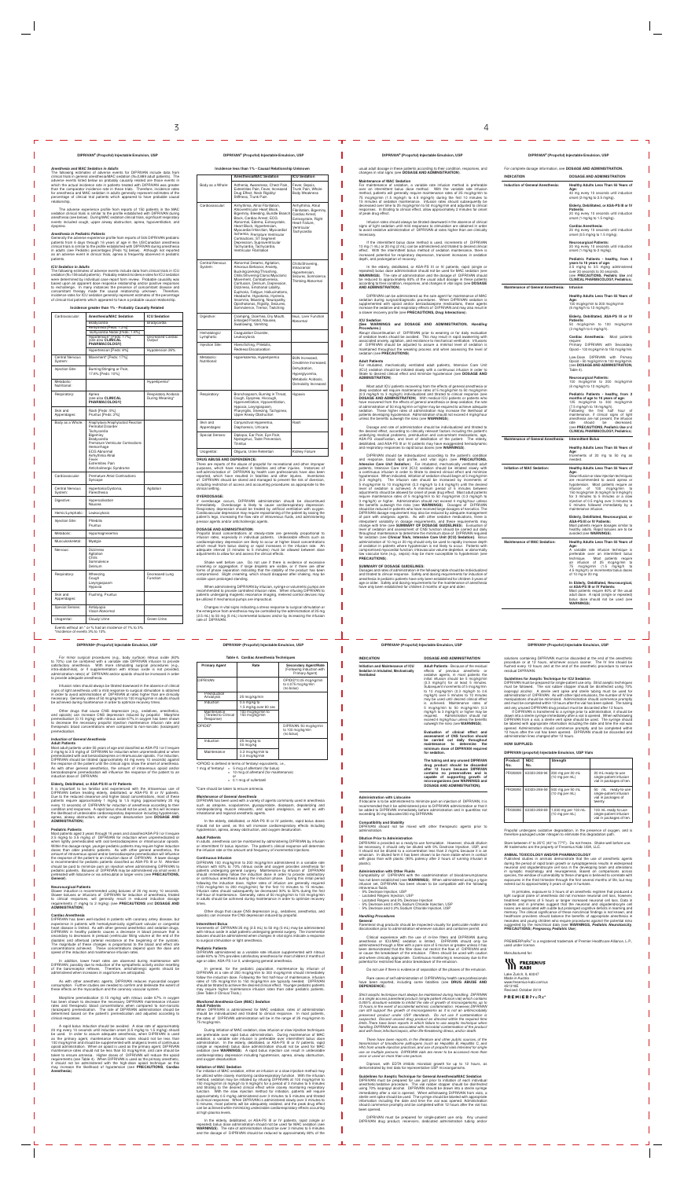### Anesthesia and MAC Sedation in Adults

The following estimates of adverse events for DIPRIVAN include data from clinical trials in general anesthesia/MAC sedation (N=2889 adult patients). The adverse events listed below as probably causally related are those events in which the actual incidence rate in patients treated with DIPRIVAN was greater than the comparator incidence rate in these trials. Therefore, incidence rates for anesthesia and MAC sedation in adults generally represent estimates of the percentage of clinical trial patients which appeared to have probable causal relationship.

The adverse experience profile from reports of 150 patients in the MAC sedation clinical trials is similar to the profile established with DIPRIVAN during anesthesia (see below). During MAC sedation clinical trials, significant respiratory events included cough, upper airway obstruction, apnea, hypoventilation, and dyspnea.

### Anesthesia in Pediatric Patients

Generally the adverse experience profile from reports of 506 DIPRIVAN pediatric patients from 6 days through 16 years of age in the US/Canadian anesthesia clinical trials is similar to the profile established with DIPRIVAN during anesthesia in adults (see Pediatric percentages [Peds %] below). Although not reported as an adverse event in clinical trials, apnea is frequently observed in pediatric patients.

### ICU Sedation in Adults

The following estimates of adverse events include data from clinical trials in ICU sedation (N=159 adult patients). Probably related incidence rates for ICU sedation were determined by individual case report form review. Probable causality was based upon an apparent dose response relationship and/or positive responses to rechallenge. In many instances the presence of concomitant disease and concomitant therapy made the causal relationship unknown. Therefore, incidence rates for ICU sedation generally represent estimates of the percentage of clinical trial patients which appeared to have a probable causal relationship.

**Incidence greater than 1% – Probably Causally Related**

| | Anesthesia/MAC Sedation | ICU Sedation |
|---|---|---|
| Cardiovascular: | Bradycardia | Bradycardia |
| | Arrhythmia [Peds: 1.2%] | |
| | Tachycardia Nodal [Peds: 1.6%] | |
| | Hypotension* [Peds: 17%] (see also CLINICAL PHARMACOLOGY) | Decreased Cardiac Output |
| | Hypertension [Peds: 8%] | Hypotension 26% |
| Central Nervous System: | Movement* [Peds: 17%] | |
| Injection Site: | Burning/Stinging or Pain, 17.6% [Peds: 10%] | |
| Metabolic/Nutritional: | | Hyperlipemia* |
| Respiratory: | Apnea (see also CLINICAL PHARMACOLOGY) | Respiratory Acidosis During Weaning* |
| Skin and Appendages: | Rash [Peds: 5%] Pruritus [Peds: 2%] | |
| Body as a Whole: | Anaphylaxis/Anaphylactoid Reaction, Perinatal Disorder, Tachycardia, Bigeminy, Bradycardia, Premature Ventricular Contractions, Hemorrhage, ECG Abnormal, Arrhythmia Atrial, Fever, Extremities Pain, Anticholinergic Syndrome | |
| Cardiovascular: | Premature Atrial Contractions, Syncope | |
| Central Nervous System: | Hypertonia/Dystonia, Paresthesia | Agitation |
| Digestive: | Hypersalivation, Nausea | |
| Hemic/Lymphatic: | Leukocytosis | |
| Injection Site: | Phlebitis, Pruritus | |
| Metabolic: | Hypomagnesemia | |
| Musculoskeletal: | Myalgia | |
| Nervous: | Dizziness, Agitation, Chills, Somnolence, Delirium | |
| Respiratory: | Wheezing, Cough, Laryngospasm, Hypoxia | Decreased Lung Function |
| Skin and Appendages: | Flushing, Pruritus | |
| Special Senses: | Amblyopia, Vision Abnormal | |
| Urogenital: | Cloudy Urine | Green Urine |

Events without an * or % had an incidence of 1% to 3%
*Incidence of events 3% to 10%

**Incidence less than 1% – Causal Relationship Unknown**

| | Anesthesia/MAC Sedation | ICU Sedation |
|---|---|---|
| Body as a Whole: | Asthenia, Awareness, Chest Pain, Extremities Pain, Fever, Increased Drug Effect, Neck Rigidity/Stiffness, Trunk Pain | Fever, Sepsis, Trunk Pain, Whole Body Weakness |
| Cardiovascular: | Arrhythmia, Atrial Fibrillation, Atrioventricular Heart Block, Bigeminy, Bleeding, Bundle Branch Block, Cardiac Arrest, ECG Abnormal, Edema, Extrasystole, Heart Block, Hypertension, Myocardial Infarction, Myocardial Ischemia, Premature Ventricular Contractions, ST Segment Depression, Supraventricular Tachycardia, Tachycardia, Ventricular Fibrillation | Arrhythmia, Atrial Fibrillation, Bigeminy, Cardiac Arrest, Extrasystole, Right Heart Failure, Ventricular Tachycardia |
| Central Nervous System: | Abnormal Dreams, Agitation, Amorous Behavior, Anxiety, Bucking/Jerking/Thrashing, Chills/Shivering/Clonic/Myoclonic Movement, Combativeness, Confusion, Delirium, Depression, Dizziness, Emotional Lability, Euphoria, Fatigue, Hallucinations, Headache, Hypotonia, Hysteria, Insomnia, Moaning, Neuropathy, Opisthotonos, Rigidity, Seizures, Somnolence, Tremor, Twitching | Chills/Shivering, Intracranial Hypertension, Seizures, Somnolence, Thinking Abnormal |
| Digestive: | Cramping, Diarrhea, Dry Mouth, Enlarged Parotid, Nausea, Swallowing, Vomiting | Ileus, Liver Function Abnormal |
| Hematologic/Lymphatic: | Coagulation Disorder, Leukocytosis | |
| Injection Site: | Hives/Itching, Phlebitis, Redness/Discoloration | |
| Metabolic/Nutritional: | Hyperkalemia, Hyperlipemia | BUN Increased, Creatinine Increased, Dehydration, Hyperglycemia, Metabolic Acidosis, Osmolality Increased |
| Respiratory: | Bronchospasm, Burning in Throat, Cough, Dyspnea, Hiccough, Hyperventilation, Hypoventilation, Hypoxia, Laryngospasm, Pharyngitis, Sneezing, Tachypnea, Upper Airway Obstruction | Hypoxia |
| Skin and Appendages: | Conjunctival Hyperemia, Diaphoresis, Urticaria | Rash |
| Special Senses: | Diplopia, Ear Pain, Eye Pain, Nystagmus, Taste Perversion, Tinnitus | |
| Urogenital: | Oliguria, Urine Retention | Kidney Failure |

## DRUG ABUSE AND DEPENDENCE:

There are reports of the abuse of propofol for recreational and other improper purposes, which have resulted in fatalities and other injuries. Instances of self-administration of DIPRIVAN by health care professionals have also been reported, which have resulted in fatalities and other injuries. Inventories of DIPRIVAN should be stored and managed to prevent the risk of diversion, including restriction of access and accounting procedures as appropriate to the clinical setting.

## OVERDOSAGE:

If overdosage occurs, DIPRIVAN administration should be discontinued immediately. Overdosage is likely to cause cardiorespiratory depression. Respiratory depression should be treated by artificial ventilation with oxygen. Cardiovascular depression may require repositioning of the patient by raising the patient's legs, increasing the flow rate of intravenous fluids, and administering pressor agents and/or anticholinergic agents.

## DOSAGE AND ADMINISTRATION:

Propofol blood concentrations at steady-state are generally proportional to infusion rates, especially in individual patients. Undesirable effects such as cardiorespiratory depression are likely to occur at higher blood concentrations which result from bolus dosing or rapid increases in the infusion rate. An adequate interval (3 minutes to 5 minutes) must be allowed between dose adjustments to allow for and assess the clinical effects.

Shake well before use. Do not use if there is evidence of excessive creaming or aggregation, if large droplets are visible, or if there are other forms of phase separation indicating that the stability of the product has been compromised. Slight creaming, which should disappear after shaking, may be visible upon prolonged standing.

When administering DIPRIVAN by infusion, syringe or volumetric pumps are recommended to provide controlled infusion rates. When infusing DIPRIVAN to patients undergoing magnetic resonance imaging, metered control devices may be utilized if mechanical pumps are impractical.

Changes in vital signs indicating a stress response to surgical stimulation or the emergence from anesthesia may be controlled by the administration of 25 mg (2.5 mL) to 50 mg (5 mL) incremental boluses and/or by increasing the infusion rate of DIPRIVAN.

For minor surgical procedures (e.g., body surface) nitrous oxide (60% to 70%) can be combined with a variable rate DIPRIVAN infusion to provide satisfactory anesthesia. With more stimulating surgical procedures (e.g., intra-abdominal), or if supplementation with nitrous oxide is not provided, administration rate(s) of DIPRIVAN and/or opioids should be increased in order to provide adequate anesthesia.

Infusion rates should always be titrated downward in the absence of clinical signs of light anesthesia until a mild response to surgical stimulation is obtained in order to avoid administration of DIPRIVAN at rates higher than are clinically necessary. Generally, rates of 50 mcg/kg/min to 100 mcg/kg/min in adults should be achieved during maintenance in order to optimize recovery times.

Other drugs that cause CNS depression (e.g., sedatives, anesthetics, and opioids) can increase CNS depression induced by propofol. Morphine premedication (0.15 mg/kg) with nitrous oxide 67% in oxygen has been shown to decrease the necessary propofol injection maintenance infusion rate and therapeutic blood concentrations when compared to non-narcotic (lorazepam) premedication.

### Induction of General Anesthesia

**Adult Patients**

Most adult patients under 55 years of age and classified as ASA-PS I or II require 2 mg/kg to 2.5 mg/kg of DIPRIVAN for induction when unpremedicated or when premedicated with oral benzodiazepines or intramuscular opioids. For induction, DIPRIVAN should be titrated (approximately 40 mg every 10 seconds) against the response of the patient until the clinical signs show the onset of anesthesia. As with other general anesthetics, the amount of intravenous opioid and/or benzodiazepine premedication will influence the response of the patient to an induction dose of DIPRIVAN.

**Elderly, Debilitated, or ASA-PS III or IV Patients**

It is important to be familiar and experienced with the intravenous use of DIPRIVAN before treating elderly, debilitated, or ASA-PS III or IV patients. Due to the reduced clearance and higher blood concentrations, most of these patients require approximately 1 mg/kg to 1.5 mg/kg (approximately 20 mg every 10 seconds) of DIPRIVAN for induction of anesthesia according to their condition and responses. A rapid bolus should not be used, as this will increase the likelihood of undesirable cardiorespiratory depression including hypotension, apnea, airway obstruction, and/or oxygen desaturation (see DOSAGE AND ADMINISTRATION).

**Pediatric Patients**

Most patients aged 3 years through 16 years and classified ASA-PS I or II require 2.5 mg/kg to 3.5 mg/kg of DIPRIVAN for induction when unpremedicated or when lightly premedicated with oral benzodiazepines or intramuscular opioids. Within this dosage range, younger pediatric patients may require higher induction doses than older pediatric patients. As with other sedative-hypnotic agents, the amount of intravenous opioid and/or benzodiazepine premedication will influence the response of the patient to an induction dose of DIPRIVAN. A lower dosage is recommended for pediatric patients classified as ASA-PS III or IV. Attention should be paid to minimize pain on injection when administering DIPRIVAN to pediatric patients. Boluses of DIPRIVAN may be administered via small veins if pretreated with lidocaine or via antecubital or larger veins (see PRECAUTIONS, General).

**Neurosurgical Patients**

Slower induction is recommended using boluses of 20 mg every 10 seconds. Slower boluses or infusions of DIPRIVAN for induction of anesthesia, titrated to clinical responses, will generally result in reduced induction dosage requirements (1 mg/kg to 2 mg/kg) (see PRECAUTIONS and DOSAGE AND ADMINISTRATION).

**Cardiac Anesthesia**

DIPRIVAN has been well-studied in patients with coronary artery disease, but experience in patients with hemodynamically significant valvular or congenital heart disease is limited. As with other general anesthetic and sedative drugs, DIPRIVAN in healthy patients causes a decrease in blood pressure that is secondary to decreases in preload (ventricular filling volume at the end of the diastole) and afterload (arterial resistance at the beginning of the systole). The magnitude of these changes is proportional to the blood and effect site concentrations achieved. These concentrations depend upon the dose and speed of the induction and maintenance infusion rates.

In addition, lower heart rates are observed during maintenance with DIPRIVAN, possibly due to reduction of the sympathetic activity and/or resetting of the baroreceptor reflexes. Therefore, anticholinergic agents should be administered when increases in vagal tone are anticipated.

As with other anesthetic agents, DIPRIVAN reduces myocardial oxygen consumption. Further studies are needed to confirm and delineate the extent of these effects on the myocardium and the coronary vascular system.

Morphine premedication (0.15 mg/kg) with nitrous oxide 67% in oxygen has been shown to decrease the necessary DIPRIVAN maintenance infusion rates and therapeutic blood concentrations when compared to non-narcotic (lorazepam) premedication. The rate of DIPRIVAN administration should be determined based on the patient's premedication and adjusted according to clinical responses.

A rapid bolus induction should be avoided. A slow rate of approximately 20 mg every 10 seconds until induction onset (0.5 mg/kg to 1.5 mg/kg) should be used. In order to assure adequate anesthesia, when DIPRIVAN is used as the primary agent, maintenance infusion rates should not be less than 100 mcg/kg/min and should be supplemented with analgesic levels of continuous opioid administration. When an opioid is used as the primary agent, DIPRIVAN maintenance rates should not be less than 50 mcg/kg/min, and care should be taken to ensure amnesia. Higher doses of DIPRIVAN will reduce the opioid requirements (see Table 4). When DIPRIVAN is used as the primary anesthetic, it should not be administered with the high-dose opioid technique as this may increase the likelihood of hypotension (see PRECAUTIONS, Cardiac Anesthesia).

**Table 4. Cardiac Anesthesia Techniques**

| Primary Agent | Rate | Secondary Agent/Rate (Following Induction with Primary Agent) |
|---|---|---|
| DIPRIVAN | | OPIOID*/0.05 mcg/kg/min to 0.075 mcg/kg/min (no bolus) |
| Preinduction Anxiolysis | 25 mcg/kg/min | |
| Induction | 0.5 mg/kg to 1.5 mg/kg over 60 sec | |
| Maintenance (Titrated to Clinical Response) | 100 mcg/kg/min to 150 mcg/kg/min | |
| OPIOID** | | DIPRIVAN: 50 mcg/kg/min to 100 mcg/kg/min (no bolus) |
| Induction | 25 mcg/kg to 50 mcg/kg | |
| Maintenance | 0.2 mcg/kg/min to 0.3 mcg/kg/min | |

*OPIOID is defined in terms of fentanyl equivalents, i.e.,
1 mcg of fentanyl = 5 mcg of alfentanil (for bolus)
= 10 mcg of alfentanil (for maintenance)
or = 0.1 mcg of sufentanil

**Care should be taken to ensure amnesia.

### Maintenance of General Anesthesia

DIPRIVAN has been used with a variety of agents commonly used in anesthesia such as atropine, scopolamine, glycopyrrolate, diazepam, depolarizing and nondepolarizing muscle relaxants, and opioid analgesics, as well as with inhalational and regional anesthetic agents.

In the elderly, debilitated, or ASA-PS III or IV patients, rapid bolus doses should not be used, as this will increase cardiorespiratory effects including hypotension, apnea, airway obstruction, and oxygen desaturation.

**Adult Patients**

In adults, anesthesia can be maintained by administering DIPRIVAN by infusion or intermittent IV bolus injection. The patient's clinical response will determine the infusion rate or the amount and frequency of incremental injections.

**Continuous Infusion**

DIPRIVAN 100 mcg/kg/min to 200 mcg/kg/min administered in a variable rate infusion with 60% to 70% nitrous oxide and oxygen provides anesthesia for patients undergoing general surgery. Maintenance by infusion of DIPRIVAN should immediately follow the induction dose in order to provide satisfactory or continuous anesthesia during the induction phase. During this initial period following the induction dose, higher rates of infusion are generally required (150 mcg/kg/min to 200 mcg/kg/min) for the first 10 minutes to 15 minutes. Infusion rates should subsequently be decreased 30% to 50% during the first half-hour of maintenance. Generally, rates of 50 mcg/kg/min to 100 mcg/kg/min in adults should be achieved during maintenance in order to optimize recovery times.

Other drugs that cause CNS depression (e.g., sedatives, anesthetics, and opioids) can increase the CNS depression induced by propofol.

**Intermittent Bolus**

Increments of DIPRIVAN 20 mg (2.0 mL) to 50 mg (5 mL) may be administered with nitrous oxide in adult patients undergoing general surgery. The incremental boluses should be administered when changes in vital signs indicate a response to surgical stimulation or light anesthesia.

**Pediatric Patients**

DIPRIVAN administered as a variable rate infusion supplemented with nitrous oxide 60% to 70% provides satisfactory anesthesia for most children 2 months of age or older, ASA-PS I or II, undergoing general anesthesia.

In general, for the pediatric population, maintenance by infusion of DIPRIVAN at a rate of 200 mcg/kg/min to 300 mcg/kg/min should immediately follow the induction dose. Following the first half-hour of maintenance, infusion rates of 125 mcg/kg/min to 150 mcg/kg/min are typically needed. DIPRIVAN should be titrated to achieve the desired clinical effect. Younger pediatric patients may require higher maintenance infusion rates than older pediatric patients. (See Table 2 Clinical Trials.)

### Monitored Anesthesia Care (MAC) Sedation

**Adult Patients**

When DIPRIVAN is administered for MAC sedation, rates of administration should be individualized and titrated to clinical response. In most patients, the rates of DIPRIVAN administration will be in the range of 25 mcg/kg/min to 75 mcg/kg/min.

During initiation of MAC sedation, slow infusion or slow injection techniques are preferable over rapid bolus administration. During maintenance of MAC sedation, a variable rate infusion is preferable over intermittent bolus dose administration. In the elderly, debilitated, or ASA-PS III or IV patients, rapid (single or repeated) bolus dose administration should not be used for MAC sedation (see WARNINGS). A rapid bolus injection can result in undesirable cardiorespiratory depression including hypotension, apnea, airway obstruction, and oxygen desaturation.

**Initiation of MAC Sedation**

For initiation of MAC sedation, either an infusion or a slow injection method may be utilized while closely monitoring cardiorespiratory function. With the infusion method, sedation may be initiated by infusing DIPRIVAN at 100 mcg/kg/min to 150 mcg/kg/min (6 mg/kg/h to 9 mg/kg/h) for a period of 3 minutes to 5 minutes and titrating to the desired clinical effect while closely monitoring respiratory function. With the slow injection method for initiation, patients will require approximately 0.5 mg/kg administered over 3 minutes to 5 minutes and titrated to clinical responses. When DIPRIVAN is administered slowly over 3 minutes to 5 minutes, most patients will be adequately sedated, and the peak drug effect can be achieved while minimizing undesirable cardiorespiratory effects occurring at high plasma levels.

In the elderly, debilitated, or ASA-PS III or IV patients, rapid (single or repeated) bolus dose administration should not be used for MAC sedation (see WARNINGS). The rate of administration should be over 3 minutes to 5 minutes and the dosage of DIPRIVAN should be reduced to approximately 80% of the usual adult dosage in these patients according to their condition, responses, and changes in vital signs (see DOSAGE AND ADMINISTRATION).

**Maintenance of MAC Sedation**

For maintenance of sedation, a variable-rate infusion method is preferable over an intermittent bolus dose method. With the variable rate infusion method, patients will generally require maintenance rates of 25 mcg/kg/min to 75 mcg/kg/min (1.5 mg/kg/h to 4.5 mg/kg/h) during the first 10 minutes to 15 minutes of sedation maintenance. Infusion rates should subsequently be decreased over time to 25 mcg/kg/min to 50 mcg/kg/min and adjusted to clinical responses. In titrating to clinical effect, allow approximately 2 minutes for onset of peak drug effect.

Infusion rates should always be titrated downward in the absence of clinical signs of light sedation until mild responses to stimulation are obtained in order to avoid sedative administration of DIPRIVAN at rates higher than are clinically necessary.

If the intermittent bolus dose method is used, increments of DIPRIVAN 10 mg (1 mL) or 20 mg (2 mL) can be administered and titrated to desired clinical effect. With the intermittent bolus method of sedation maintenance, there is increased potential for respiratory depression, transient increases in sedation depth, and prolongation of recovery.

In the elderly, debilitated, or ASA-PS III or IV patients, rapid (single or repeated) bolus dose administration should not be used for MAC sedation (see WARNINGS). The rate of administration and the dosage of DIPRIVAN should be reduced to approximately 80% of the usual adult dosage in these patients according to their condition, responses, and changes in vital signs (see DOSAGE AND ADMINISTRATION).

DIPRIVAN can be administered as the sole agent for maintenance of MAC sedation during surgical/diagnostic procedures. When DIPRIVAN sedation is supplemented with opioid and/or benzodiazepine medications, these agents increase the sedative and respiratory effects of DIPRIVAN and may also result in a slower recovery profile (see PRECAUTIONS, Drug Interactions).

### ICU Sedation

(see WARNINGS and DOSAGE AND ADMINISTRATION, Handling Procedures)

Abrupt discontinuation of DIPRIVAN prior to weaning or for daily evaluation of sedation levels should be avoided. This may result in rapid awakening with associated anxiety, agitation, and resistance to mechanical ventilation. Infusions of DIPRIVAN should be adjusted to assure a minimal level of sedation is maintained throughout the weaning process and when assessing the level of sedation (see PRECAUTIONS).

**Adult Patients**

For intubated, mechanically ventilated adult patients, Intensive Care Unit (ICU) sedation should be initiated slowly with a continuous infusion in order to titrate to desired clinical effect and minimize hypotension (see DOSAGE AND ADMINISTRATION).

Most adult ICU patients recovering from the effects of general anesthesia or deep sedation will require maintenance rates of 5 mcg/kg/min to 50 mcg/kg/min (0.3 mg/kg/h to 3 mg/kg/h) individualized and titrated to clinical response (see DOSAGE AND ADMINISTRATION). With medical ICU patients or patients who have recovered from the effects of general anesthesia or deep sedation, the rate of administration of 50 mcg/kg/min or higher may be required to achieve adequate sedation. These higher rates of administration may increase the likelihood of patients developing hypotension. Administration should not exceed 4 mg/kg/hour unless the benefits outweigh the risks (see WARNINGS).

Dosage and rate of administration should be individualized and titrated to the desired effect, according to clinically relevant factors including the patient's underlying medical problems, preinduction and concomitant medications, age, ASA-PS classification, and level of debilitation of the patient. The elderly, debilitated, and ASA-PS III or IV patients may have exaggerated hemodynamic and respiratory responses to rapid bolus doses (see WARNINGS).

DIPRIVAN should be individualized according to the patient's condition and response, blood lipid profile, and vital signs (see PRECAUTIONS, *Intensive Care Unit Sedation*). For intubated, mechanically ventilated adult patients, Intensive Care Unit (ICU) sedation should be initiated slowly with a continuous infusion in order to titrate to desired clinical effect and minimize hypotension. When indicated, initiation of sedation should begin at 5 mcg/kg/min (0.3 mg/kg/h). The infusion rate should be increased by increments of 5 mcg/kg/min to 10 mcg/kg/min (0.3 mg/kg/h to 0.6 mg/kg/h) until the desired level of sedation is achieved. A minimum period of 5 minutes between adjustments should be allowed for onset of peak drug effect. Most adult patients require maintenance rates of 5 mcg/kg/min to 50 mcg/kg/min (0.3 mg/kg/h to 3 mg/kg/h) or higher. Administration should not exceed 4 mg/kg/hour unless the benefits outweigh the risks (see WARNINGS). Dosages of DIPRIVAN should be reduced in patients who have received large dosages of narcotics. The DIPRIVAN dosage requirement may also be reduced by adequate management of pain with analgesic agents. As with other sedative medications, there is interpatient variability in dosage requirements, and these requirements may change with time (see SUMMARY OF DOSAGE GUIDELINES). Evaluation of level of sedation and assessment of CNS function should be carried out daily throughout maintenance to determine the minimum dose of DIPRIVAN required for sedation (see Clinical Trials, Intensive Care Unit (ICU) Sedation). Bolus administration of 10 mg or 20 mg should only be used to rapidly increase depth of sedation in patients where hypotension is not likely to occur. Patients with compromised myocardial function, intravascular volume depletion, or abnormally low vascular tone (e.g., sepsis) may be more susceptible to hypotension (see PRECAUTIONS).

## SUMMARY OF DOSAGE GUIDELINES:

Dosages and rates of administration in the following table should be individualized and titrated to clinical response. Safety and dosing requirements for induction of anesthesia in pediatric patients have only been established for children 3 years of age or older. Safety and dosing requirements for the maintenance of anesthesia have only been established for children 2 months of age and older.

For complete dosage information, see **DOSAGE AND ADMINISTRATION**.

| INDICATION | DOSAGE AND ADMINISTRATION |
|---|---|
| **Induction of General Anesthesia:** | **Healthy Adults Less Than 55 Years of Age:** 40 mg every 10 seconds until induction onset (2 mg/kg to 2.5 mg/kg). |
| | **Elderly, Debilitated, or ASA-PS III or IV Patients:** 20 mg every 10 seconds until induction onset (1 mg/kg to 1.5 mg/kg). |
| | **Cardiac Anesthesia:** 20 mg every 10 seconds until induction onset (0.5 mg/kg to 1.5 mg/kg). |
| | **Neurosurgical Patients:** 20 mg every 10 seconds until induction onset (1 mg/kg to 2 mg/kg). |
| | **Pediatric Patients - healthy, from 3 years to 16 years of age:** 2.5 mg/kg to 3.5 mg/kg administered over 20 seconds to 30 seconds. (see PRECAUTIONS, *Pediatric Use* and CLINICAL PHARMACOLOGY, *Pediatrics*). |
| **Maintenance of General Anesthesia:** | **Infusion** |
| | **Healthy Adults Less Than 55 Years of Age:** 100 mcg/kg/min to 200 mcg/kg/min (6 mg/kg/h to 12 mg/kg/h). |
| | **Elderly, Debilitated, ASA-PS III or IV Patients:** 50 mcg/kg/min to 100 mcg/kg/min (3 mg/kg/h to 6 mg/kg/h). |
| | **Cardiac Anesthesia:** Most patients require: Primary DIPRIVAN with Secondary Opioid – 100 mcg/kg/min to 150 mcg/kg/min. Low-Dose DIPRIVAN with Primary Opioid – 50 mcg/kg/min to 100 mcg/kg/min (see DOSAGE AND ADMINISTRATION, Table 4). |
| | **Neurosurgical Patients:** 100 mcg/kg/min to 200 mcg/kg/min (6 mg/kg/h to 12 mg/kg/h). |
| | **Pediatric Patients – healthy, from 2 months of age to 16 years of age:** 125 mcg/kg/min to 300 mcg/kg/min (7.5 mg/kg/h to 18 mg/kg/h). Following the first half hour of maintenance, if clinical signs of light anesthesia are not present, the infusion rate should be decreased. (see PRECAUTIONS, *Pediatric Use* and CLINICAL PHARMACOLOGY, *Pediatrics*). |
| **Maintenance of General Anesthesia:** | **Intermittent Bolus** |
| | **Healthy Adults Less Than 55 Years of Age:** Increments of 20 mg to 50 mg as needed. |
| **Initiation of MAC Sedation:** | **Healthy Adults Less Than 55 Years of Age:** Slow infusion or slow injection techniques are recommended to avoid apnea or hypotension. Most patients require an infusion of 100 mcg/kg/min to 150 mcg/kg/min (6 mg/kg/h to 9 mg/kg/h) for 3 minutes to 5 minutes or a slow injection of 0.5 mg/kg over 3 minutes to 5 minutes followed immediately by a maintenance infusion. |
| | **Elderly, Debilitated, Neurosurgical, or ASA-PS III or IV Patients:** Most patients require dosages similar to healthy adults. Rapid boluses are to be avoided (see WARNINGS). |
| **Maintenance of MAC Sedation:** | **Healthy Adults Less Than 55 Years of Age:** A variable rate infusion technique is preferable over an intermittent bolus technique. Most patients require an infusion of 25 mcg/kg/min to 75 mcg/kg/min (1.5 mg/kg/h to 4.5 mg/kg/h) or incremental bolus doses of 10 mg or 20 mg. |
| | **In Elderly, Debilitated, Neurosurgical, or ASA-PS III or IV Patients:** Most patients require 80% of the usual adult dose. A rapid (single or repeated) bolus dose should not be used (see WARNINGS). |
| **Initiation and Maintenance of ICU Sedation in Intubated, Mechanically Ventilated Patients** | **Adult Patients** - Because of the residual effects of previous anesthetic or sedative agents, in most patients the initial infusion should be 5 mcg/kg/min (0.3 mg/kg/h) for at least 5 minutes. Subsequent increments of 5 mcg/kg/min to 10 mcg/kg/min (0.3 mg/kg/h to 0.6 mg/kg/h) over 5 minutes to 10 minutes may be used until desired clinical effect is achieved. Maintenance rates of 5 mcg/kg/min to 50 mcg/kg/min (0.3 mg/kg/h to 3 mg/kg/h) or higher may be required. Administration should not exceed 4 mg/kg/hour unless the benefits outweigh the risks (see WARNINGS). **Evaluation of clinical effect and assessment of CNS function should be carried out daily throughout maintenance to determine the minimum dose of DIPRIVAN required for sedation.** **The tubing and any unused DIPRIVAN drug product should be discarded after 12 hours because DIPRIVAN contains no preservatives and is capable of supporting growth of microorganisms (see WARNINGS and DOSAGE AND ADMINISTRATION).** |

### Administration with Lidocaine

If lidocaine is to be administered to minimize pain on injection of DIPRIVAN, it is recommended that it be administered prior to DIPRIVAN administration or that it be added to DIPRIVAN immediately before administration and in quantities not exceeding 20 mg lidocaine/200 mg DIPRIVAN.

### Compatibility and Stability

DIPRIVAN should not be mixed with other therapeutic agents prior to administration.

### Dilution Prior to Administration

DIPRIVAN is provided as a ready-to-use formulation. However, should dilution be necessary, it should only be diluted with 5% Dextrose Injection, USP, and it should not be diluted to a concentration less than 2 mg/mL because it is an emulsion. In diluted form it has been shown to be more stable when in contact with glass than with plastic (95% potency after 2 hours of running infusion in plastic).

### Administration with Other Fluids

Compatibility of DIPRIVAN with the coadministration of blood/serum/plasma has not been established (see WARNINGS). When administered using a y-type infusion set, DIPRIVAN has been shown to be compatible with the following intravenous fluids:

- 5% Dextrose Injection, USP
- Lactated Ringers Injection, USP
- Lactated Ringers and 5% Dextrose Injection
- 5% Dextrose and 0.45% Sodium Chloride Injection, USP
- 5% Dextrose and 0.2% Sodium Chloride Injection, USP

### Handling Procedures

**General**

Parenteral drug products should be inspected visually for particulate matter and discoloration prior to administration whenever solution and container permit.

Clinical experience with the use of in-line filters and DIPRIVAN during anesthesia or ICU/MAC sedation is limited. DIPRIVAN should only be administered through a filter with a pore size of 5 micron or greater unless it has been demonstrated that the filter does not restrict the flow of DIPRIVAN and/or cause the breakdown of the emulsion. Filters should be used with caution and where clinically appropriate. Continuous monitoring is necessary due to the potential for restricted flow and/or breakdown of the emulsion.

Do not use if there is evidence of separation of the phases of the emulsion.

Rare cases of self-administration of DIPRIVAN by health care professionals have been reported, including some fatalities (see DRUG ABUSE AND DEPENDENCE).

*Strict aseptic technique must always be maintained during handling. DIPRIVAN is a single access parenteral product (single patient infusion vial) which contains 0.005% disodium edetate to inhibit the rate of growth of microorganisms, up to 12 hours, in the event of accidental extrinsic contamination. However, DIPRIVAN can still support the growth of microorganisms as it is not an antimicrobially preserved product under USP standards. Do not use if contamination is suspected. Discard unused drug product as directed within the required time limits. There have been reports in which failure to use aseptic technique when handling DIPRIVAN was associated with microbial contamination of the product and with fever, infection/sepsis, other life-threatening illness, and/or death.*

*There have been reports, in the literature and other public sources, of the transmission of bloodborne pathogens (such as Hepatitis B, Hepatitis C, and HIV) from unsafe injection practices, and use of propofol vials intended for single use on multiple persons. DIPRIVAN vials are never to be accessed more than once or used on more than one person.*

Diprivan, with EDTA inhibits microbial growth for up to 12 hours, as demonstrated by test data for representative USP microorganisms.

**Guidelines for Aseptic Technique for General Anesthesia/MAC Sedation**

DIPRIVAN must be prepared for use just prior to initiation of each individual anesthetic/sedative procedure. The vial rubber stopper should be disinfected using 70% isopropyl alcohol. DIPRIVAN should be drawn into a sterile syringe immediately after a vial is opened. When withdrawing DIPRIVAN from vials, a sterile vent spike should be used. The syringe should be labeled with appropriate information including the date and time the vial was opened. Administration should commence promptly and be completed within 12 hours after the vial has been opened. DIPRIVAN must be prepared for single-patient use only. Any unused DIPRIVAN drug product, reservoirs, dedicated administration tubing and/or solutions containing DIPRIVAN must be discarded at the end of the anesthetic procedure or at 12 hours, whichever occurs sooner. The IV line should be flushed every 12 hours and at the end of the anesthetic procedure to remove residual DIPRIVAN.

**Guidelines for Aseptic Technique for ICU Sedation**

DIPRIVAN must be prepared for single-patient use only. Strict aseptic techniques must be followed. The vial rubber stopper should be disinfected using 70% isopropyl alcohol. A sterile vent spike and sterile tubing must be used for administration of DIPRIVAN. As with other lipid emulsions, the number of IV line manipulations should be minimized. Administration should commence promptly and must be completed within 12 hours after the vial has been spiked. The tubing and any unused portion of DIPRIVAN must be discarded after 12 hours.

If DIPRIVAN is transferred to a syringe prior to administration, it should be drawn into a sterile syringe immediately after a vial is opened. When withdrawing DIPRIVAN from a vial, a sterile vent spike should be used. The syringe should be labeled with appropriate information including the date and time the vial was opened. Administration should commence promptly and be completed within 12 hours after the vial has been opened. DIPRIVAN should be discarded and administration lines changed after 12 hours.

## HOW SUPPLIED:

**DIPRIVAN® (propofol) Injectable Emulsion, USP**

| Product No. | NDC No. | Strength | |
|---|---|---|---|
| PRX020020 | 63323-269-29 | 200 mg per 20 mL (10 mg per mL) | 20 mL ready-to-use single-patient infusion vial in packages of ten |
| PRX050050 | 63323-269-50 | 500 mg per 50 mL (10 mg per mL) | 50 mL ready-to-use single-patient infusion vial in packages of twenty |
| PRX100080 | 63323-269-65 | 1,000 mg per 100 mL (10 mg per mL) | 100 mL ready-to-use single-patient infusion vial in packages of ten |

Propofol undergoes oxidative degradation, in the presence of oxygen, and is therefore packaged under nitrogen to eliminate this degradation path.

Store between 4° to 25°C (40° to 77°F). Do not freeze. Shake well before use.
All trademarks are the property of Fresenius Kabi USA, LLC.

## ANIMAL TOXICOLOGY AND/OR PHARMACOLOGY

Published studies in animals demonstrate that the use of anesthetic agents during the period of rapid brain growth or synaptogenesis results in widespread neuronal and oligodendrocyte cell loss in the developing brain and alterations in synaptic morphology and neurogenesis. Based on comparisons across species, the window of vulnerability to these changes is believed to correlate with exposures in the third trimester through the first several months of life, but may extend out to approximately 3 years of age in humans.

In primates, exposure to 3 hours of an anesthetic regimen that produced a light surgical plane of anesthesia did not increase neuronal cell loss, however, treatment regimens of 5 hours or longer increased neuronal cell loss. Data in rodents and in primates suggest that the neuronal and oligodendrocyte cell losses are associated with subtle but prolonged cognitive deficits in learning and memory. The clinical significance of these nonclinical findings is not known, and healthcare providers should balance the benefits of appropriate anesthesia in neonates and young children who require procedures against the potential risks suggested by the nonclinical data (see WARNINGS, Pediatric Neurotoxicity, PRECAUTIONS, Pregnancy, Pediatric Use).

PREMIERProRx® is a registered trademark of Premier Healthcare Alliance, L.P., used under license.

Manufactured for:

FRESENIUS KABI

Lake Zurich, IL 60047
Made in Austria
www.fresenius-kabi.com/us
451174E
Revised: October 2018

PREMIERProRx®